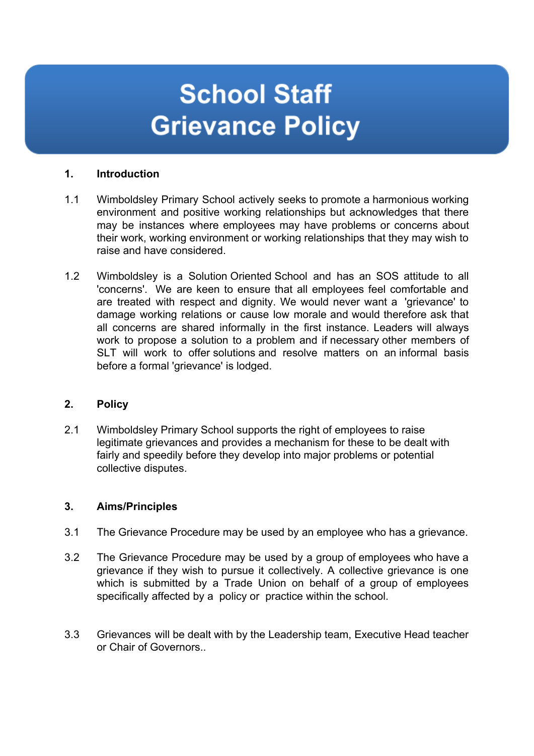# School Staff Grievance Policy

## 1. Introduction

1.1 Wimboldsley Primary School actively seeks to promote a harmonious working environment and positive working relationships but acknowledges that there may be instances where employees may have problems or concerns about their work, working environment or working relationships that they may wish to raise and have considered.

1.2 Wimboldsley is a Solution Oriented School and has an SOS attitude to all 'concerns'. We are keen to ensure that all employees feel comfortable and are treated with respect and dignity. We would never want a 'grievance' to damage working relations or cause low morale and would therefore ask that all concerns are shared informally in the first instance. Leaders will always work to propose a solution to a problem and if necessary other members of SLT will work to offer solutions and resolve matters on an informal basis before a formal 'grievance' is lodged.

## 2. Policy

2.1 Wimboldsley Primary School supports the right of employees to raise legitimate grievances and provides a mechanism for these to be dealt with fairly and speedily before they develop into major problems or potential collective disputes.

## 3. Aims/Principles

3.1 The Grievance Procedure may be used by an employee who has a grievance.

3.2 The Grievance Procedure may be used by a group of employees who have a grievance if they wish to pursue it collectively. A collective grievance is one which is submitted by a Trade Union on behalf of a group of employees specifically affected by a policy or practice within the school.

3.3 Grievances will be dealt with by the Leadership team, Executive Head teacher or Chair of Governors..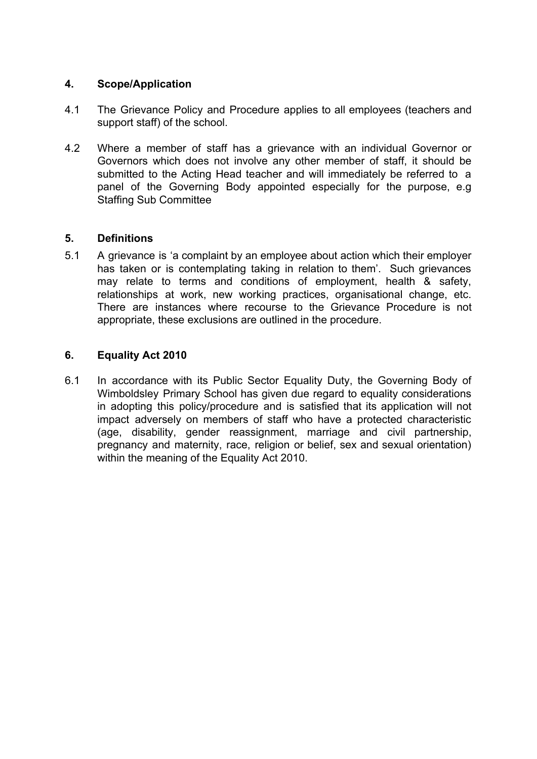## 4. Scope/Application

4.1 The Grievance Policy and Procedure applies to all employees (teachers and support staff) of the school.

4.2 Where a member of staff has a grievance with an individual Governor or Governors which does not involve any other member of staff, it should be submitted to the Acting Head teacher and will immediately be referred to a panel of the Governing Body appointed especially for the purpose, e.g Staffing Sub Committee

## 5. Definitions

5.1 A grievance is 'a complaint by an employee about action which their employer has taken or is contemplating taking in relation to them'. Such grievances may relate to terms and conditions of employment, health & safety, relationships at work, new working practices, organisational change, etc. There are instances where recourse to the Grievance Procedure is not appropriate, these exclusions are outlined in the procedure.

## 6. Equality Act 2010

6.1 In accordance with its Public Sector Equality Duty, the Governing Body of Wimboldsley Primary School has given due regard to equality considerations in adopting this policy/procedure and is satisfied that its application will not impact adversely on members of staff who have a protected characteristic (age, disability, gender reassignment, marriage and civil partnership, pregnancy and maternity, race, religion or belief, sex and sexual orientation) within the meaning of the Equality Act 2010.